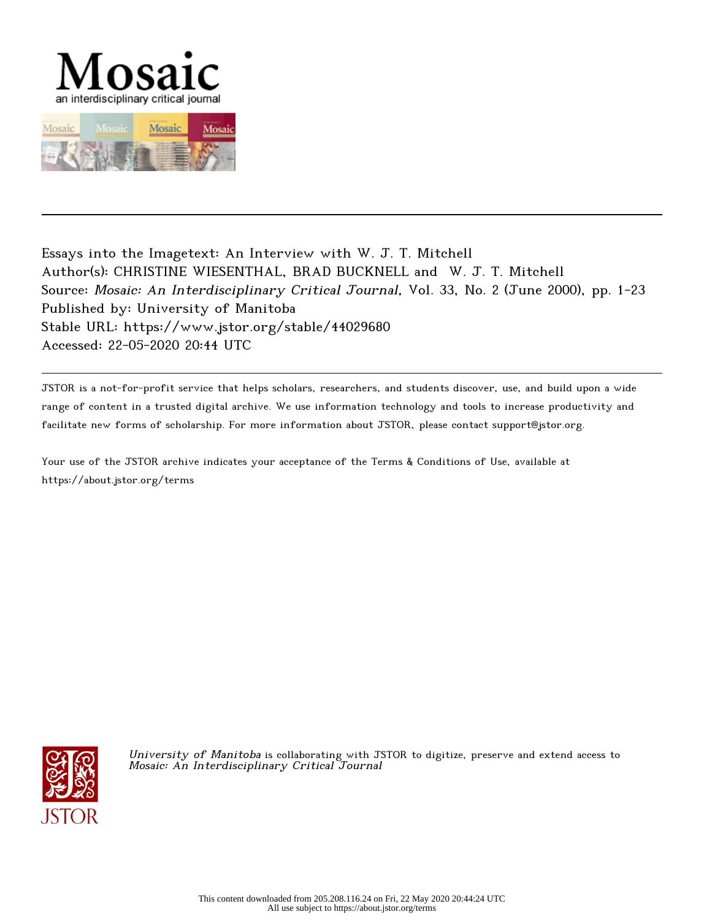Mosaic

an interdisciplinary critical journal

Essays into the Imagetext: An Interview with W. J. T. Mitchell
Author(s): CHRISTINE WIESENTHAL, BRAD BUCKNELL and W. J. T. Mitchell
Source: *Mosaic: An Interdisciplinary Critical Journal*, Vol. 33, No. 2 (June 2000), pp. 1-23
Published by: University of Manitoba
Stable URL: https://www.jstor.org/stable/44029680
Accessed: 22-05-2020 20:44 UTC

JSTOR is a not-for-profit service that helps scholars, researchers, and students discover, use, and build upon a wide range of content in a trusted digital archive. We use information technology and tools to increase productivity and facilitate new forms of scholarship. For more information about JSTOR, please contact support@jstor.org.

Your use of the JSTOR archive indicates your acceptance of the Terms & Conditions of Use, available at https://about.jstor.org/terms

*University of Manitoba* is collaborating with JSTOR to digitize, preserve and extend access to *Mosaic: An Interdisciplinary Critical Journal*

This content downloaded from 205.208.116.24 on Fri, 22 May 2020 20:44:24 UTC
All use subject to https://about.jstor.org/terms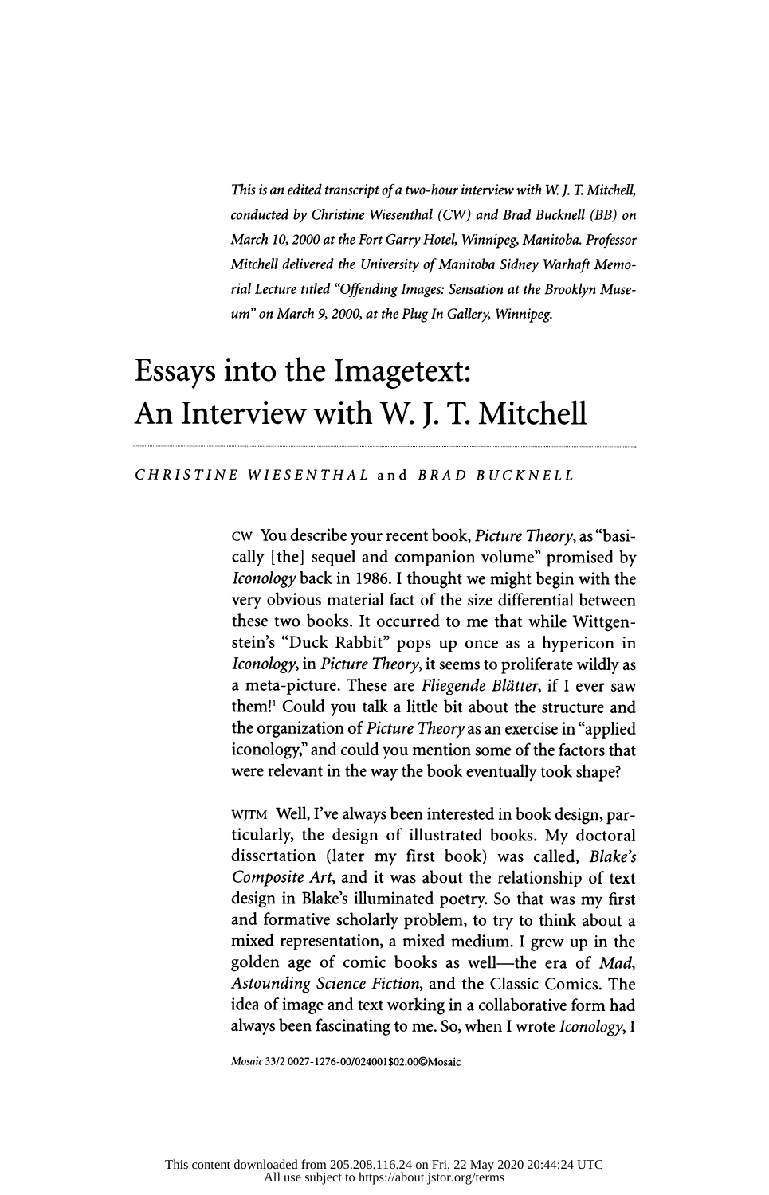*This is an edited transcript of a two-hour interview with W. J. T. Mitchell, conducted by Christine Wiesenthal (CW) and Brad Bucknell (BB) on March 10, 2000 at the Fort Garry Hotel, Winnipeg, Manitoba. Professor Mitchell delivered the University of Manitoba Sidney Warhaft Memorial Lecture titled "Offending Images: Sensation at the Brooklyn Museum" on March 9, 2000, at the Plug In Gallery, Winnipeg.*

# Essays into the Imagetext: An Interview with W. J. T. Mitchell

CHRISTINE WIESENTHAL and BRAD BUCKNELL

CW You describe your recent book, *Picture Theory*, as "basically [the] sequel and companion volume" promised by *Iconology* back in 1986. I thought we might begin with the very obvious material fact of the size differential between these two books. It occurred to me that while Wittgenstein's "Duck Rabbit" pops up once as a hypericon in *Iconology*, in *Picture Theory*, it seems to proliferate wildly as a meta-picture. These are *Fliegende Blätter*, if I ever saw them![1] Could you talk a little bit about the structure and the organization of *Picture Theory* as an exercise in "applied iconology," and could you mention some of the factors that were relevant in the way the book eventually took shape?

WJTM Well, I've always been interested in book design, particularly, the design of illustrated books. My doctoral dissertation (later my first book) was called, *Blake's Composite Art*, and it was about the relationship of text design in Blake's illuminated poetry. So that was my first and formative scholarly problem, to try to think about a mixed representation, a mixed medium. I grew up in the golden age of comic books as well—the era of *Mad*, *Astounding Science Fiction*, and the Classic Comics. The idea of image and text working in a collaborative form had always been fascinating to me. So, when I wrote *Iconology*, I

*Mosaic* 33/2 0027-1276-00/024001$02.00©Mosaic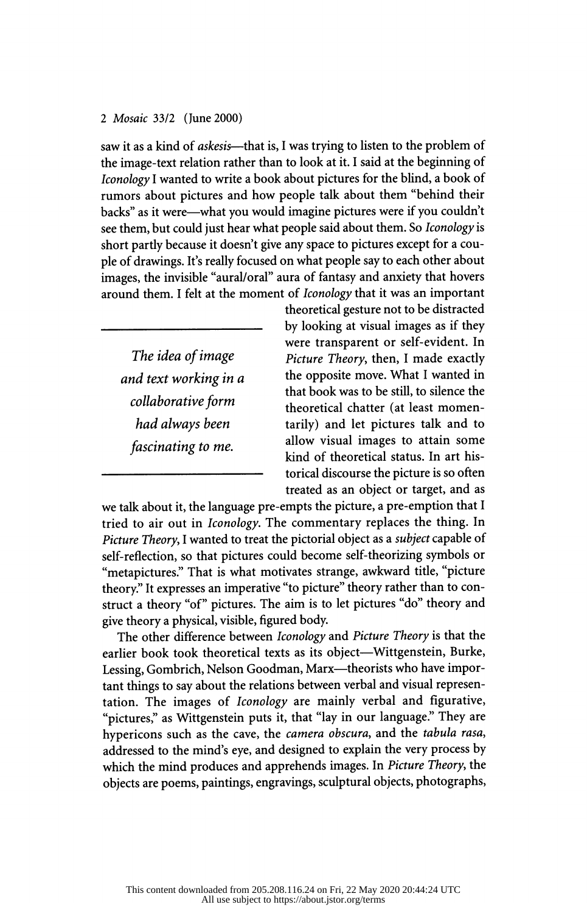saw it as a kind of *askesis*—that is, I was trying to listen to the problem of the image-text relation rather than to look at it. I said at the beginning of *Iconology* I wanted to write a book about pictures for the blind, a book of rumors about pictures and how people talk about them "behind their backs" as it were—what you would imagine pictures were if you couldn't see them, but could just hear what people said about them. So *Iconology* is short partly because it doesn't give any space to pictures except for a couple of drawings. It's really focused on what people say to each other about images, the invisible "aural/oral" aura of fantasy and anxiety that hovers around them. I felt at the moment of *Iconology* that it was an important theoretical gesture not to be distracted by looking at visual images as if they were transparent or self-evident. In *Picture Theory*, then, I made exactly the opposite move. What I wanted in that book was to be still, to silence the theoretical chatter (at least momentarily) and let pictures talk and to allow visual images to attain some kind of theoretical status. In art historical discourse the picture is so often treated as an object or target, and as we talk about it, the language pre-empts the picture, a pre-emption that I tried to air out in *Iconology*. The commentary replaces the thing. In *Picture Theory*, I wanted to treat the pictorial object as a *subject* capable of self-reflection, so that pictures could become self-theorizing symbols or "metapictures." That is what motivates strange, awkward title, "picture theory." It expresses an imperative "to picture" theory rather than to construct a theory "of" pictures. The aim is to let pictures "do" theory and give theory a physical, visible, figured body.

> *The idea of image and text working in a collaborative form had always been fascinating to me.*

The other difference between *Iconology* and *Picture Theory* is that the earlier book took theoretical texts as its object—Wittgenstein, Burke, Lessing, Gombrich, Nelson Goodman, Marx—theorists who have important things to say about the relations between verbal and visual representation. The images of *Iconology* are mainly verbal and figurative, "pictures," as Wittgenstein puts it, that "lay in our language." They are hypericons such as the cave, the *camera obscura*, and the *tabula rasa*, addressed to the mind's eye, and designed to explain the very process by which the mind produces and apprehends images. In *Picture Theory*, the objects are poems, paintings, engravings, sculptural objects, photographs,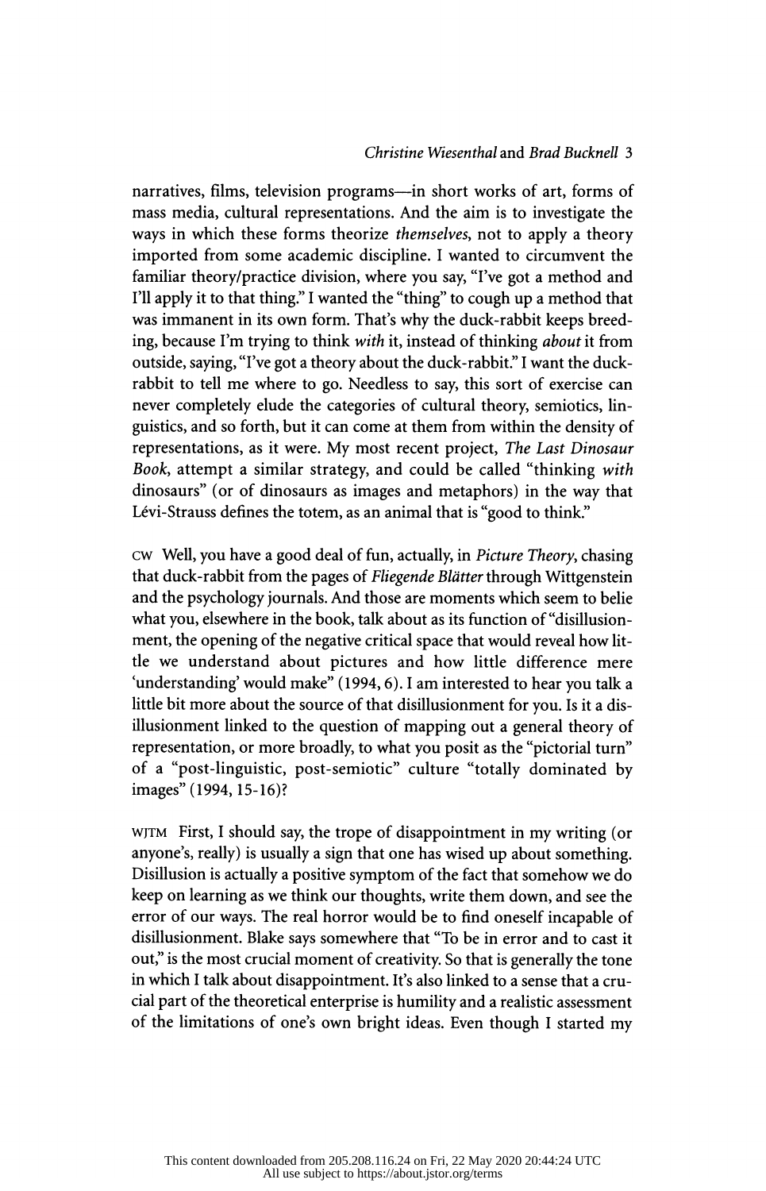narratives, films, television programs—in short works of art, forms of mass media, cultural representations. And the aim is to investigate the ways in which these forms theorize *themselves*, not to apply a theory imported from some academic discipline. I wanted to circumvent the familiar theory/practice division, where you say, "I've got a method and I'll apply it to that thing." I wanted the "thing" to cough up a method that was immanent in its own form. That's why the duck-rabbit keeps breeding, because I'm trying to think *with* it, instead of thinking *about* it from outside, saying, "I've got a theory about the duck-rabbit." I want the duck-rabbit to tell me where to go. Needless to say, this sort of exercise can never completely elude the categories of cultural theory, semiotics, linguistics, and so forth, but it can come at them from within the density of representations, as it were. My most recent project, *The Last Dinosaur Book*, attempt a similar strategy, and could be called "thinking *with* dinosaurs" (or of dinosaurs as images and metaphors) in the way that Lévi-Strauss defines the totem, as an animal that is "good to think."

CW Well, you have a good deal of fun, actually, in *Picture Theory*, chasing that duck-rabbit from the pages of *Fliegende Blätter* through Wittgenstein and the psychology journals. And those are moments which seem to belie what you, elsewhere in the book, talk about as its function of "disillusionment, the opening of the negative critical space that would reveal how little we understand about pictures and how little difference mere 'understanding' would make" (1994, 6). I am interested to hear you talk a little bit more about the source of that disillusionment for you. Is it a disillusionment linked to the question of mapping out a general theory of representation, or more broadly, to what you posit as the "pictorial turn" of a "post-linguistic, post-semiotic" culture "totally dominated by images" (1994, 15-16)?

WJTM First, I should say, the trope of disappointment in my writing (or anyone's, really) is usually a sign that one has wised up about something. Disillusion is actually a positive symptom of the fact that somehow we do keep on learning as we think our thoughts, write them down, and see the error of our ways. The real horror would be to find oneself incapable of disillusionment. Blake says somewhere that "To be in error and to cast it out," is the most crucial moment of creativity. So that is generally the tone in which I talk about disappointment. It's also linked to a sense that a crucial part of the theoretical enterprise is humility and a realistic assessment of the limitations of one's own bright ideas. Even though I started my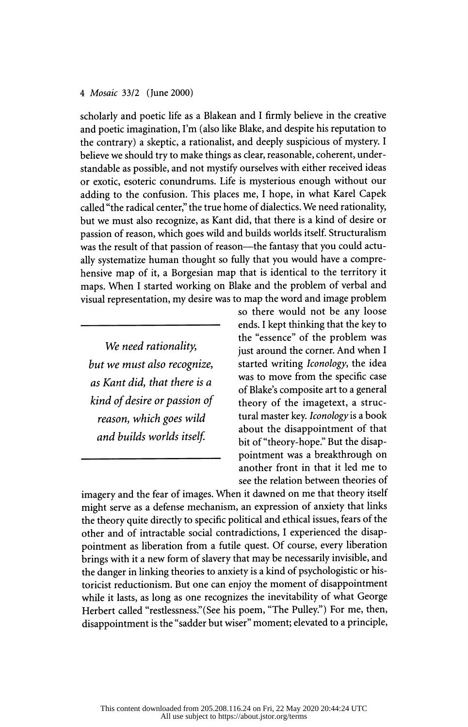scholarly and poetic life as a Blakean and I firmly believe in the creative and poetic imagination, I'm (also like Blake, and despite his reputation to the contrary) a skeptic, a rationalist, and deeply suspicious of mystery. I believe we should try to make things as clear, reasonable, coherent, understandable as possible, and not mystify ourselves with either received ideas or exotic, esoteric conundrums. Life is mysterious enough without our adding to the confusion. This places me, I hope, in what Karel Capek called "the radical center," the true home of dialectics. We need rationality, but we must also recognize, as Kant did, that there is a kind of desire or passion of reason, which goes wild and builds worlds itself. Structuralism was the result of that passion of reason—the fantasy that you could actually systematize human thought so fully that you would have a comprehensive map of it, a Borgesian map that is identical to the territory it maps. When I started working on Blake and the problem of verbal and visual representation, my desire was to map the word and image problem so there would not be any loose ends. I kept thinking that the key to the "essence" of the problem was just around the corner. And when I started writing *Iconology*, the idea was to move from the specific case of Blake's composite art to a general theory of the imagetext, a structural master key. *Iconology* is a book about the disappointment of that bit of "theory-hope." But the disappointment was a breakthrough on another front in that it led me to see the relation between theories of imagery and the fear of images. When it dawned on me that theory itself might serve as a defense mechanism, an expression of anxiety that links the theory quite directly to specific political and ethical issues, fears of the other and of intractable social contradictions, I experienced the disappointment as liberation from a futile quest. Of course, every liberation brings with it a new form of slavery that may be necessarily invisible, and the danger in linking theories to anxiety is a kind of psychologistic or historicist reductionism. But one can enjoy the moment of disappointment while it lasts, as long as one recognizes the inevitability of what George Herbert called "restlessness." (See his poem, "The Pulley.") For me, then, disappointment is the "sadder but wiser" moment; elevated to a principle,

> *We need rationality, but we must also recognize, as Kant did, that there is a kind of desire or passion of reason, which goes wild and builds worlds itself.*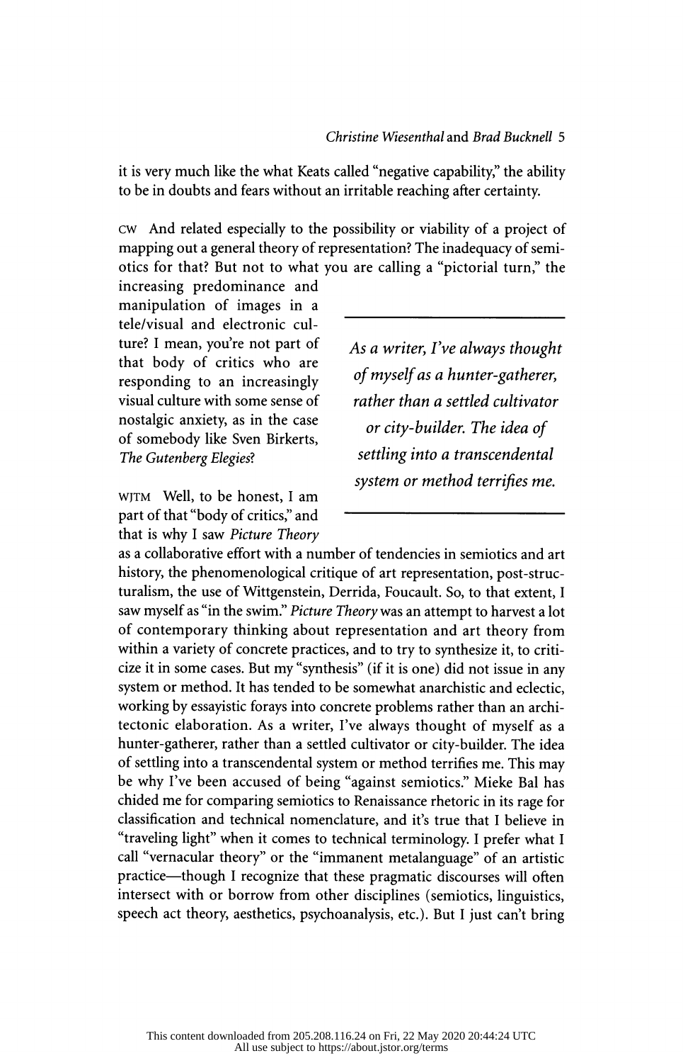it is very much like the what Keats called "negative capability," the ability to be in doubts and fears without an irritable reaching after certainty.

CW And related especially to the possibility or viability of a project of mapping out a general theory of representation? The inadequacy of semiotics for that? But not to what you are calling a "pictorial turn," the increasing predominance and manipulation of images in a tele/visual and electronic culture? I mean, you're not part of that body of critics who are responding to an increasingly visual culture with some sense of nostalgic anxiety, as in the case of somebody like Sven Birkerts, *The Gutenberg Elegies*?

> *As a writer, I've always thought of myself as a hunter-gatherer, rather than a settled cultivator or city-builder. The idea of settling into a transcendental system or method terrifies me.*

WJTM Well, to be honest, I am part of that "body of critics," and that is why I saw *Picture Theory* as a collaborative effort with a number of tendencies in semiotics and art history, the phenomenological critique of art representation, post-structuralism, the use of Wittgenstein, Derrida, Foucault. So, to that extent, I saw myself as "in the swim." *Picture Theory* was an attempt to harvest a lot of contemporary thinking about representation and art theory from within a variety of concrete practices, and to try to synthesize it, to criticize it in some cases. But my "synthesis" (if it is one) did not issue in any system or method. It has tended to be somewhat anarchistic and eclectic, working by essayistic forays into concrete problems rather than an architectonic elaboration. As a writer, I've always thought of myself as a hunter-gatherer, rather than a settled cultivator or city-builder. The idea of settling into a transcendental system or method terrifies me. This may be why I've been accused of being "against semiotics." Mieke Bal has chided me for comparing semiotics to Renaissance rhetoric in its rage for classification and technical nomenclature, and it's true that I believe in "traveling light" when it comes to technical terminology. I prefer what I call "vernacular theory" or the "immanent metalanguage" of an artistic practice—though I recognize that these pragmatic discourses will often intersect with or borrow from other disciplines (semiotics, linguistics, speech act theory, aesthetics, psychoanalysis, etc.). But I just can't bring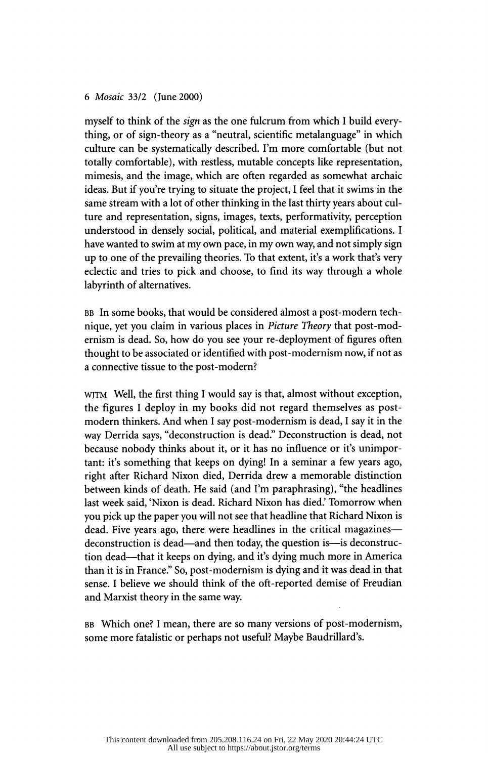myself to think of the *sign* as the one fulcrum from which I build everything, or of sign-theory as a "neutral, scientific metalanguage" in which culture can be systematically described. I'm more comfortable (but not totally comfortable), with restless, mutable concepts like representation, mimesis, and the image, which are often regarded as somewhat archaic ideas. But if you're trying to situate the project, I feel that it swims in the same stream with a lot of other thinking in the last thirty years about culture and representation, signs, images, texts, performativity, perception understood in densely social, political, and material exemplifications. I have wanted to swim at my own pace, in my own way, and not simply sign up to one of the prevailing theories. To that extent, it's a work that's very eclectic and tries to pick and choose, to find its way through a whole labyrinth of alternatives.

BB In some books, that would be considered almost a post-modern technique, yet you claim in various places in *Picture Theory* that post-modernism is dead. So, how do you see your re-deployment of figures often thought to be associated or identified with post-modernism now, if not as a connective tissue to the post-modern?

WJTM Well, the first thing I would say is that, almost without exception, the figures I deploy in my books did not regard themselves as post-modern thinkers. And when I say post-modernism is dead, I say it in the way Derrida says, "deconstruction is dead." Deconstruction is dead, not because nobody thinks about it, or it has no influence or it's unimportant: it's something that keeps on dying! In a seminar a few years ago, right after Richard Nixon died, Derrida drew a memorable distinction between kinds of death. He said (and I'm paraphrasing), "the headlines last week said, 'Nixon is dead. Richard Nixon has died.' Tomorrow when you pick up the paper you will not see that headline that Richard Nixon is dead. Five years ago, there were headlines in the critical magazines—deconstruction is dead—and then today, the question is—is deconstruction dead—that it keeps on dying, and it's dying much more in America than it is in France." So, post-modernism is dying and it was dead in that sense. I believe we should think of the oft-reported demise of Freudian and Marxist theory in the same way.

BB Which one? I mean, there are so many versions of post-modernism, some more fatalistic or perhaps not useful? Maybe Baudrillard's.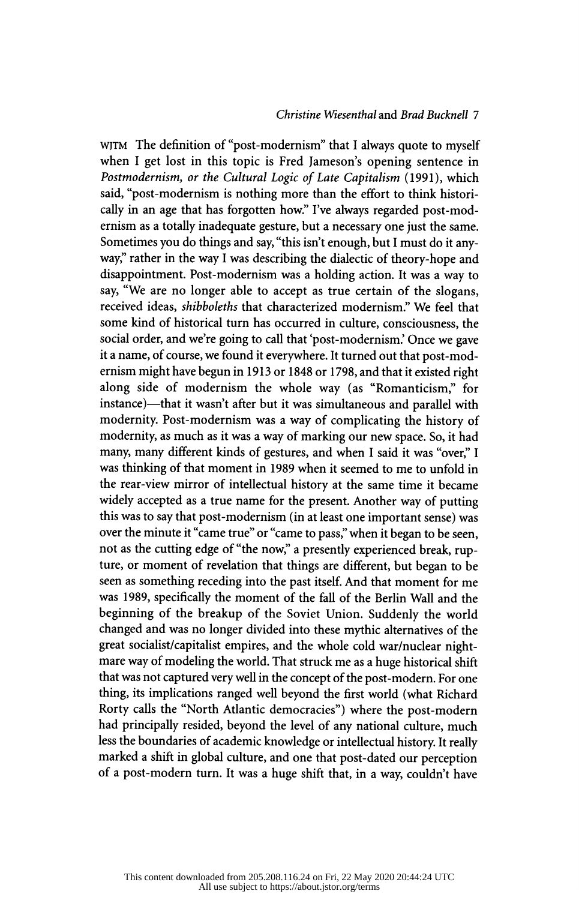WJTM The definition of "post-modernism" that I always quote to myself when I get lost in this topic is Fred Jameson's opening sentence in *Postmodernism, or the Cultural Logic of Late Capitalism* (1991), which said, "post-modernism is nothing more than the effort to think historically in an age that has forgotten how." I've always regarded post-modernism as a totally inadequate gesture, but a necessary one just the same. Sometimes you do things and say, "this isn't enough, but I must do it anyway," rather in the way I was describing the dialectic of theory-hope and disappointment. Post-modernism was a holding action. It was a way to say, "We are no longer able to accept as true certain of the slogans, received ideas, *shibboleths* that characterized modernism." We feel that some kind of historical turn has occurred in culture, consciousness, the social order, and we're going to call that 'post-modernism.' Once we gave it a name, of course, we found it everywhere. It turned out that post-modernism might have begun in 1913 or 1848 or 1798, and that it existed right along side of modernism the whole way (as "Romanticism," for instance)—that it wasn't after but it was simultaneous and parallel with modernity. Post-modernism was a way of complicating the history of modernity, as much as it was a way of marking our new space. So, it had many, many different kinds of gestures, and when I said it was "over," I was thinking of that moment in 1989 when it seemed to me to unfold in the rear-view mirror of intellectual history at the same time it became widely accepted as a true name for the present. Another way of putting this was to say that post-modernism (in at least one important sense) was over the minute it "came true" or "came to pass," when it began to be seen, not as the cutting edge of "the now," a presently experienced break, rupture, or moment of revelation that things are different, but began to be seen as something receding into the past itself. And that moment for me was 1989, specifically the moment of the fall of the Berlin Wall and the beginning of the breakup of the Soviet Union. Suddenly the world changed and was no longer divided into these mythic alternatives of the great socialist/capitalist empires, and the whole cold war/nuclear nightmare way of modeling the world. That struck me as a huge historical shift that was not captured very well in the concept of the post-modern. For one thing, its implications ranged well beyond the first world (what Richard Rorty calls the "North Atlantic democracies") where the post-modern had principally resided, beyond the level of any national culture, much less the boundaries of academic knowledge or intellectual history. It really marked a shift in global culture, and one that post-dated our perception of a post-modern turn. It was a huge shift that, in a way, couldn't have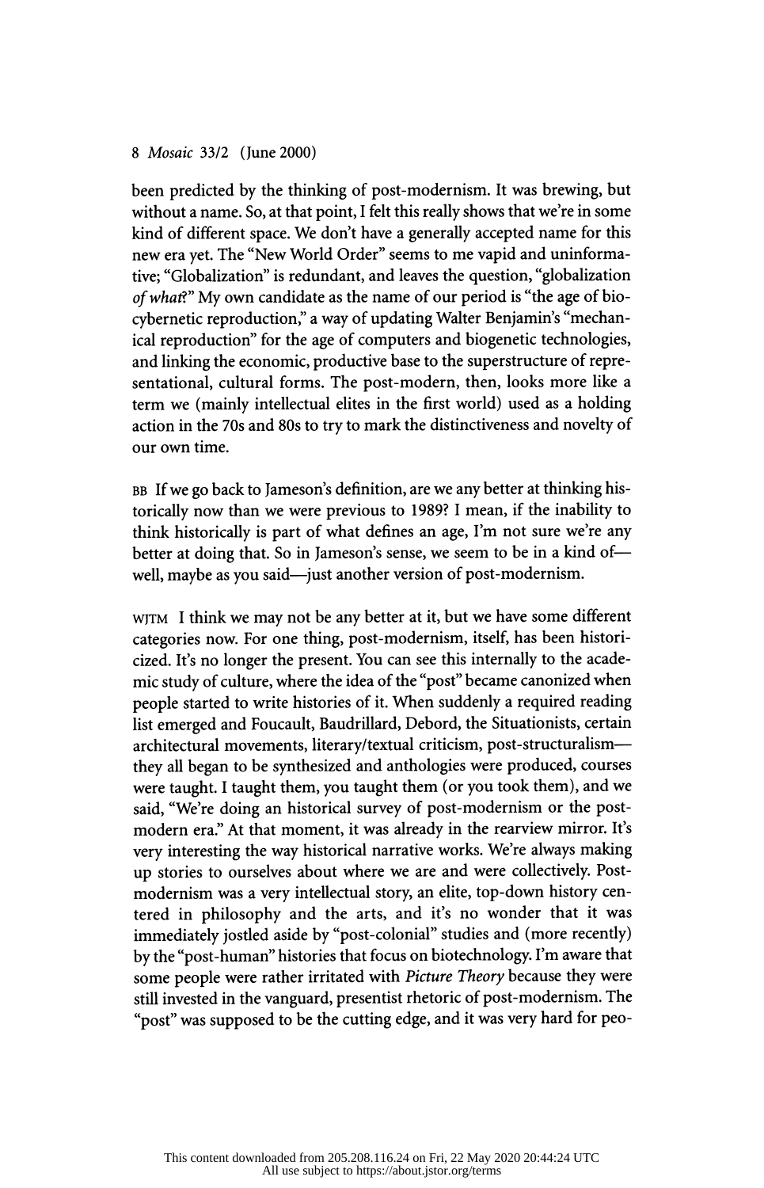been predicted by the thinking of post-modernism. It was brewing, but without a name. So, at that point, I felt this really shows that we're in some kind of different space. We don't have a generally accepted name for this new era yet. The "New World Order" seems to me vapid and uninformative; "Globalization" is redundant, and leaves the question, "globalization *of what*?" My own candidate as the name of our period is "the age of biocybernetic reproduction," a way of updating Walter Benjamin's "mechanical reproduction" for the age of computers and biogenetic technologies, and linking the economic, productive base to the superstructure of representational, cultural forms. The post-modern, then, looks more like a term we (mainly intellectual elites in the first world) used as a holding action in the 70s and 80s to try to mark the distinctiveness and novelty of our own time.

BB If we go back to Jameson's definition, are we any better at thinking historically now than we were previous to 1989? I mean, if the inability to think historically is part of what defines an age, I'm not sure we're any better at doing that. So in Jameson's sense, we seem to be in a kind of—well, maybe as you said—just another version of post-modernism.

WJTM I think we may not be any better at it, but we have some different categories now. For one thing, post-modernism, itself, has been historicized. It's no longer the present. You can see this internally to the academic study of culture, where the idea of the "post" became canonized when people started to write histories of it. When suddenly a required reading list emerged and Foucault, Baudrillard, Debord, the Situationists, certain architectural movements, literary/textual criticism, post-structuralism—they all began to be synthesized and anthologies were produced, courses were taught. I taught them, you taught them (or you took them), and we said, "We're doing an historical survey of post-modernism or the post-modern era." At that moment, it was already in the rearview mirror. It's very interesting the way historical narrative works. We're always making up stories to ourselves about where we are and were collectively. Post-modernism was a very intellectual story, an elite, top-down history centered in philosophy and the arts, and it's no wonder that it was immediately jostled aside by "post-colonial" studies and (more recently) by the "post-human" histories that focus on biotechnology. I'm aware that some people were rather irritated with *Picture Theory* because they were still invested in the vanguard, presentist rhetoric of post-modernism. The "post" was supposed to be the cutting edge, and it was very hard for peo-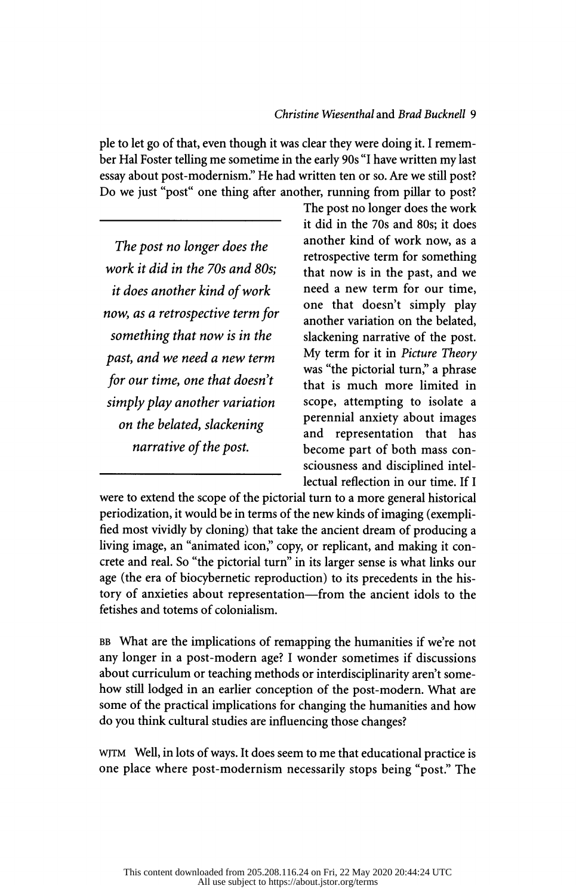ple to let go of that, even though it was clear they were doing it. I remember Hal Foster telling me sometime in the early 90s "I have written my last essay about post-modernism." He had written ten or so. Are we still post? Do we just "post" one thing after another, running from pillar to post? The post no longer does the work it did in the 70s and 80s; it does another kind of work now, as a retrospective term for something that now is in the past, and we need a new term for our time, one that doesn't simply play another variation on the belated, slackening narrative of the post. My term for it in *Picture Theory* was "the pictorial turn," a phrase that is much more limited in scope, attempting to isolate a perennial anxiety about images and representation that has become part of both mass consciousness and disciplined intellectual reflection in our time. If I were to extend the scope of the pictorial turn to a more general historical periodization, it would be in terms of the new kinds of imaging (exemplified most vividly by cloning) that take the ancient dream of producing a living image, an "animated icon," copy, or replicant, and making it concrete and real. So "the pictorial turn" in its larger sense is what links our age (the era of biocybernetic reproduction) to its precedents in the history of anxieties about representation—from the ancient idols to the fetishes and totems of colonialism.

> *The post no longer does the work it did in the 70s and 80s; it does another kind of work now, as a retrospective term for something that now is in the past, and we need a new term for our time, one that doesn't simply play another variation on the belated, slackening narrative of the post.*

BB What are the implications of remapping the humanities if we're not any longer in a post-modern age? I wonder sometimes if discussions about curriculum or teaching methods or interdisciplinarity aren't somehow still lodged in an earlier conception of the post-modern. What are some of the practical implications for changing the humanities and how do you think cultural studies are influencing those changes?

WJTM Well, in lots of ways. It does seem to me that educational practice is one place where post-modernism necessarily stops being "post." The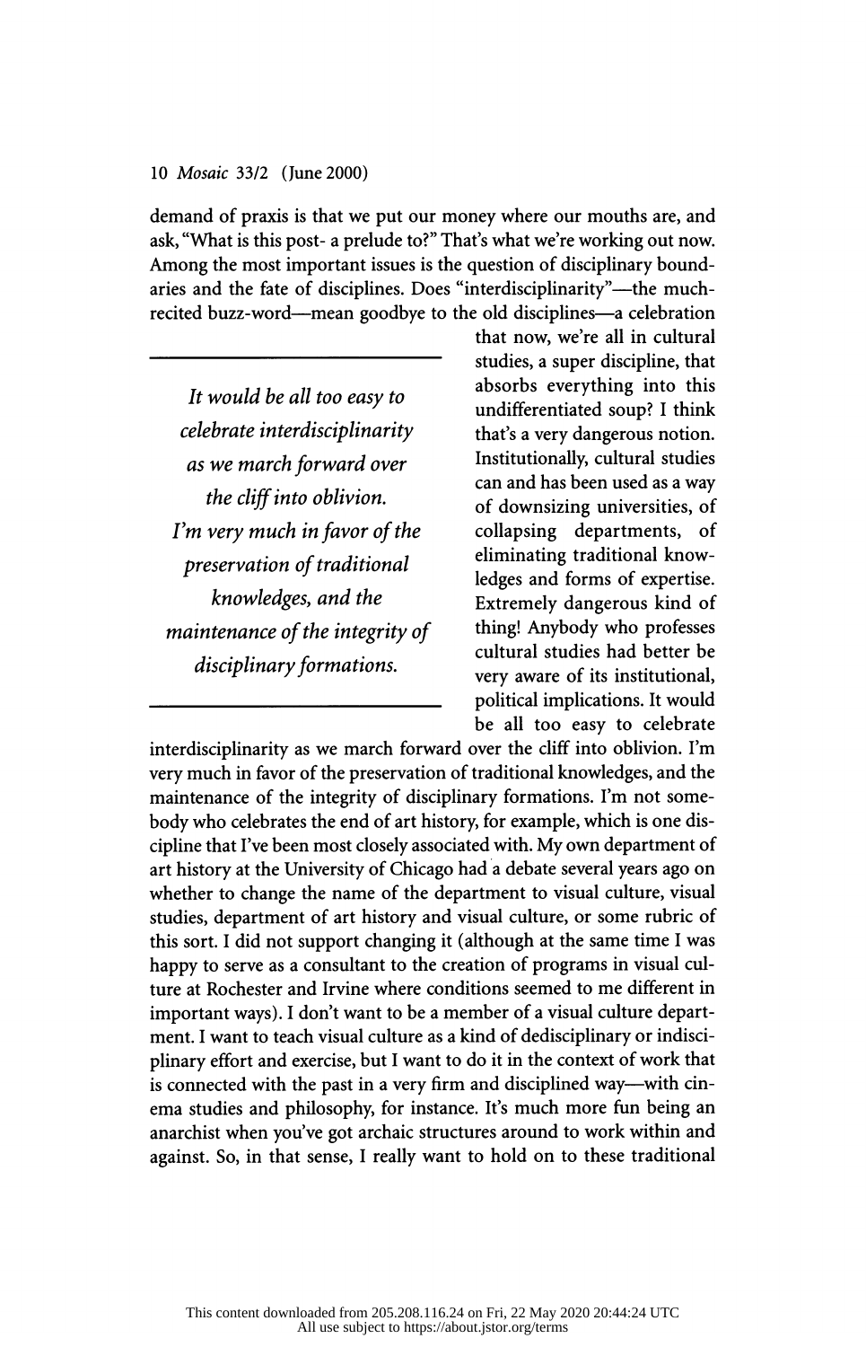demand of praxis is that we put our money where our mouths are, and ask, "What is this post- a prelude to?" That's what we're working out now. Among the most important issues is the question of disciplinary boundaries and the fate of disciplines. Does "interdisciplinarity"—the much-recited buzz-word—mean goodbye to the old disciplines—a celebration that now, we're all in cultural studies, a super discipline, that absorbs everything into this undifferentiated soup? I think that's a very dangerous notion. Institutionally, cultural studies can and has been used as a way of downsizing universities, of collapsing departments, of eliminating traditional knowledges and forms of expertise. Extremely dangerous kind of thing! Anybody who professes cultural studies had better be very aware of its institutional, political implications. It would be all too easy to celebrate interdisciplinarity as we march forward over the cliff into oblivion. I'm very much in favor of the preservation of traditional knowledges, and the maintenance of the integrity of disciplinary formations. I'm not somebody who celebrates the end of art history, for example, which is one discipline that I've been most closely associated with. My own department of art history at the University of Chicago had a debate several years ago on whether to change the name of the department to visual culture, visual studies, department of art history and visual culture, or some rubric of this sort. I did not support changing it (although at the same time I was happy to serve as a consultant to the creation of programs in visual culture at Rochester and Irvine where conditions seemed to me different in important ways). I don't want to be a member of a visual culture department. I want to teach visual culture as a kind of dedisciplinary or indisciplinary effort and exercise, but I want to do it in the context of work that is connected with the past in a very firm and disciplined way—with cinema studies and philosophy, for instance. It's much more fun being an anarchist when you've got archaic structures around to work within and against. So, in that sense, I really want to hold on to these traditional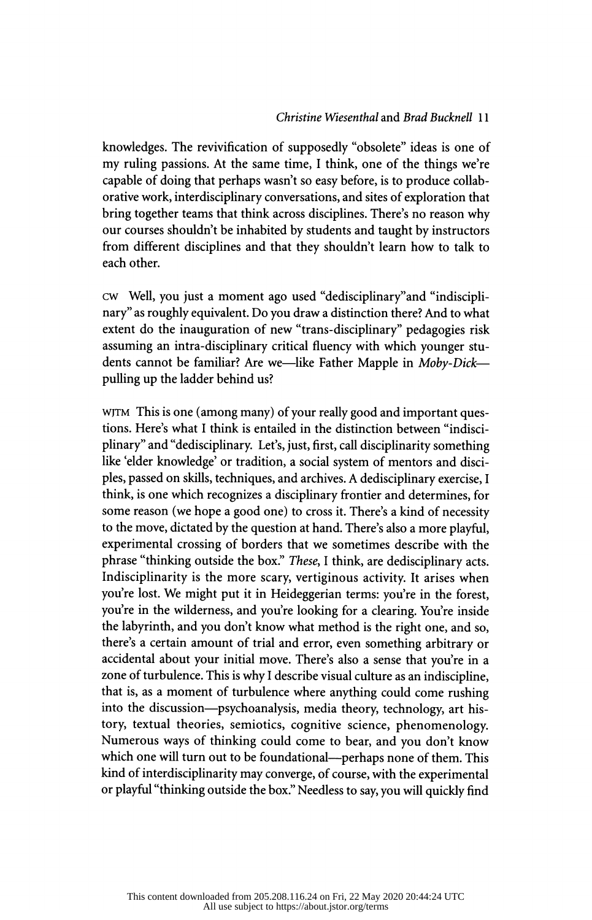knowledges. The revivification of supposedly "obsolete" ideas is one of my ruling passions. At the same time, I think, one of the things we're capable of doing that perhaps wasn't so easy before, is to produce collaborative work, interdisciplinary conversations, and sites of exploration that bring together teams that think across disciplines. There's no reason why our courses shouldn't be inhabited by students and taught by instructors from different disciplines and that they shouldn't learn how to talk to each other.

CW Well, you just a moment ago used "dedisciplinary"and "indisciplinary" as roughly equivalent. Do you draw a distinction there? And to what extent do the inauguration of new "trans-disciplinary" pedagogies risk assuming an intra-disciplinary critical fluency with which younger students cannot be familiar? Are we—like Father Mapple in *Moby-Dick*—pulling up the ladder behind us?

WJTM This is one (among many) of your really good and important questions. Here's what I think is entailed in the distinction between "indisciplinary" and "dedisciplinary. Let's, just, first, call disciplinarity something like 'elder knowledge' or tradition, a social system of mentors and disciples, passed on skills, techniques, and archives. A dedisciplinary exercise, I think, is one which recognizes a disciplinary frontier and determines, for some reason (we hope a good one) to cross it. There's a kind of necessity to the move, dictated by the question at hand. There's also a more playful, experimental crossing of borders that we sometimes describe with the phrase "thinking outside the box." *These*, I think, are dedisciplinary acts. Indisciplinarity is the more scary, vertiginous activity. It arises when you're lost. We might put it in Heideggerian terms: you're in the forest, you're in the wilderness, and you're looking for a clearing. You're inside the labyrinth, and you don't know what method is the right one, and so, there's a certain amount of trial and error, even something arbitrary or accidental about your initial move. There's also a sense that you're in a zone of turbulence. This is why I describe visual culture as an indiscipline, that is, as a moment of turbulence where anything could come rushing into the discussion—psychoanalysis, media theory, technology, art history, textual theories, semiotics, cognitive science, phenomenology. Numerous ways of thinking could come to bear, and you don't know which one will turn out to be foundational—perhaps none of them. This kind of interdisciplinarity may converge, of course, with the experimental or playful "thinking outside the box." Needless to say, you will quickly find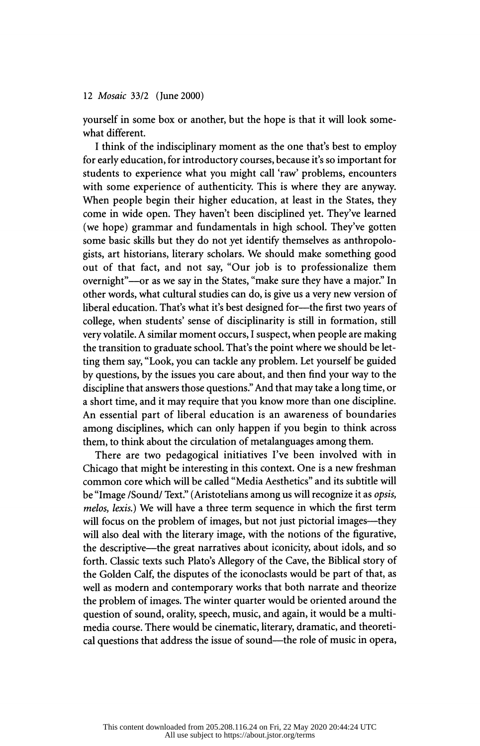yourself in some box or another, but the hope is that it will look somewhat different.

I think of the indisciplinary moment as the one that's best to employ for early education, for introductory courses, because it's so important for students to experience what you might call 'raw' problems, encounters with some experience of authenticity. This is where they are anyway. When people begin their higher education, at least in the States, they come in wide open. They haven't been disciplined yet. They've learned (we hope) grammar and fundamentals in high school. They've gotten some basic skills but they do not yet identify themselves as anthropologists, art historians, literary scholars. We should make something good out of that fact, and not say, "Our job is to professionalize them overnight"—or as we say in the States, "make sure they have a major." In other words, what cultural studies can do, is give us a very new version of liberal education. That's what it's best designed for—the first two years of college, when students' sense of disciplinarity is still in formation, still very volatile. A similar moment occurs, I suspect, when people are making the transition to graduate school. That's the point where we should be letting them say, "Look, you can tackle any problem. Let yourself be guided by questions, by the issues you care about, and then find your way to the discipline that answers those questions." And that may take a long time, or a short time, and it may require that you know more than one discipline. An essential part of liberal education is an awareness of boundaries among disciplines, which can only happen if you begin to think across them, to think about the circulation of metalanguages among them.

There are two pedagogical initiatives I've been involved with in Chicago that might be interesting in this context. One is a new freshman common core which will be called "Media Aesthetics" and its subtitle will be "Image /Sound/ Text." (Aristotelians among us will recognize it as *opsis, melos, lexis.*) We will have a three term sequence in which the first term will focus on the problem of images, but not just pictorial images—they will also deal with the literary image, with the notions of the figurative, the descriptive—the great narratives about iconicity, about idols, and so forth. Classic texts such Plato's Allegory of the Cave, the Biblical story of the Golden Calf, the disputes of the iconoclasts would be part of that, as well as modern and contemporary works that both narrate and theorize the problem of images. The winter quarter would be oriented around the question of sound, orality, speech, music, and again, it would be a multimedia course. There would be cinematic, literary, dramatic, and theoretical questions that address the issue of sound—the role of music in opera,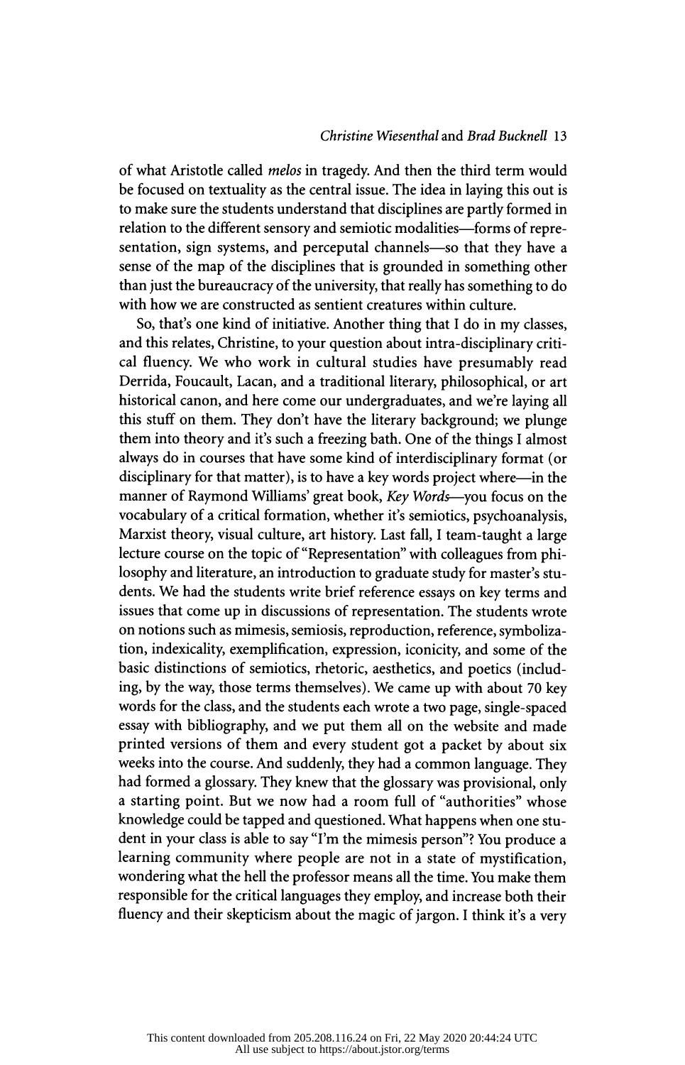of what Aristotle called *melos* in tragedy. And then the third term would be focused on textuality as the central issue. The idea in laying this out is to make sure the students understand that disciplines are partly formed in relation to the different sensory and semiotic modalities—forms of representation, sign systems, and perceputal channels—so that they have a sense of the map of the disciplines that is grounded in something other than just the bureaucracy of the university, that really has something to do with how we are constructed as sentient creatures within culture.

So, that's one kind of initiative. Another thing that I do in my classes, and this relates, Christine, to your question about intra-disciplinary critical fluency. We who work in cultural studies have presumably read Derrida, Foucault, Lacan, and a traditional literary, philosophical, or art historical canon, and here come our undergraduates, and we're laying all this stuff on them. They don't have the literary background; we plunge them into theory and it's such a freezing bath. One of the things I almost always do in courses that have some kind of interdisciplinary format (or disciplinary for that matter), is to have a key words project where—in the manner of Raymond Williams' great book, *Key Words*—you focus on the vocabulary of a critical formation, whether it's semiotics, psychoanalysis, Marxist theory, visual culture, art history. Last fall, I team-taught a large lecture course on the topic of "Representation" with colleagues from philosophy and literature, an introduction to graduate study for master's students. We had the students write brief reference essays on key terms and issues that come up in discussions of representation. The students wrote on notions such as mimesis, semiosis, reproduction, reference, symbolization, indexicality, exemplification, expression, iconicity, and some of the basic distinctions of semiotics, rhetoric, aesthetics, and poetics (including, by the way, those terms themselves). We came up with about 70 key words for the class, and the students each wrote a two page, single-spaced essay with bibliography, and we put them all on the website and made printed versions of them and every student got a packet by about six weeks into the course. And suddenly, they had a common language. They had formed a glossary. They knew that the glossary was provisional, only a starting point. But we now had a room full of "authorities" whose knowledge could be tapped and questioned. What happens when one student in your class is able to say "I'm the mimesis person"? You produce a learning community where people are not in a state of mystification, wondering what the hell the professor means all the time. You make them responsible for the critical languages they employ, and increase both their fluency and their skepticism about the magic of jargon. I think it's a very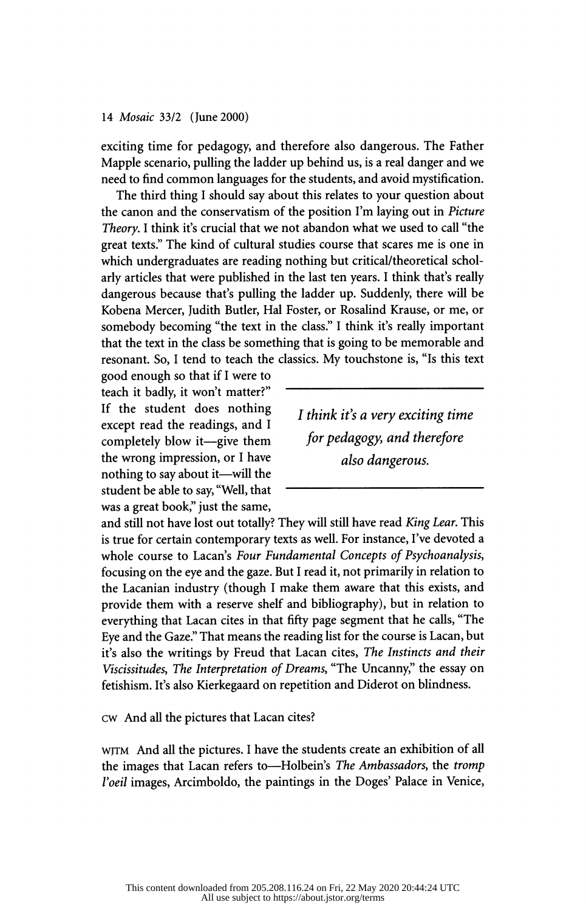exciting time for pedagogy, and therefore also dangerous. The Father Mapple scenario, pulling the ladder up behind us, is a real danger and we need to find common languages for the students, and avoid mystification.

The third thing I should say about this relates to your question about the canon and the conservatism of the position I'm laying out in *Picture Theory*. I think it's crucial that we not abandon what we used to call "the great texts." The kind of cultural studies course that scares me is one in which undergraduates are reading nothing but critical/theoretical scholarly articles that were published in the last ten years. I think that's really dangerous because that's pulling the ladder up. Suddenly, there will be Kobena Mercer, Judith Butler, Hal Foster, or Rosalind Krause, or me, or somebody becoming "the text in the class." I think it's really important that the text in the class be something that is going to be memorable and resonant. So, I tend to teach the classics. My touchstone is, "Is this text good enough so that if I were to teach it badly, it won't matter?" If the student does nothing except read the readings, and I completely blow it—give them the wrong impression, or I have nothing to say about it—will the student be able to say, "Well, that was a great book," just the same, and still not have lost out totally? They will still have read *King Lear*. This is true for certain contemporary texts as well. For instance, I've devoted a whole course to Lacan's *Four Fundamental Concepts of Psychoanalysis*, focusing on the eye and the gaze. But I read it, not primarily in relation to the Lacanian industry (though I make them aware that this exists, and provide them with a reserve shelf and bibliography), but in relation to everything that Lacan cites in that fifty page segment that he calls, "The Eye and the Gaze." That means the reading list for the course is Lacan, but it's also the writings by Freud that Lacan cites, *The Instincts and their Viscissitudes*, *The Interpretation of Dreams*, "The Uncanny," the essay on fetishism. It's also Kierkegaard on repetition and Diderot on blindness.

> *I think it's a very exciting time for pedagogy, and therefore also dangerous.*

CW And all the pictures that Lacan cites?

WJTM And all the pictures. I have the students create an exhibition of all the images that Lacan refers to—Holbein's *The Ambassadors*, the *tromp l'oeil* images, Arcimboldo, the paintings in the Doges' Palace in Venice,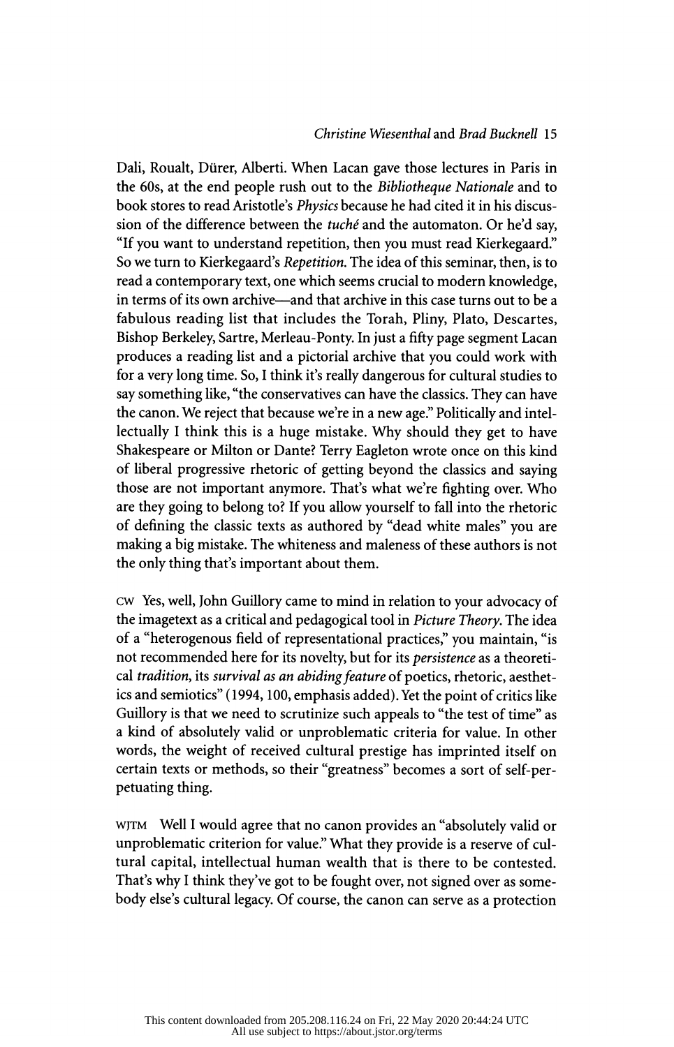Dali, Roualt, Dürer, Alberti. When Lacan gave those lectures in Paris in the 60s, at the end people rush out to the *Bibliotheque Nationale* and to book stores to read Aristotle's *Physics* because he had cited it in his discussion of the difference between the *tuché* and the automaton. Or he'd say, "If you want to understand repetition, then you must read Kierkegaard." So we turn to Kierkegaard's *Repetition*. The idea of this seminar, then, is to read a contemporary text, one which seems crucial to modern knowledge, in terms of its own archive—and that archive in this case turns out to be a fabulous reading list that includes the Torah, Pliny, Plato, Descartes, Bishop Berkeley, Sartre, Merleau-Ponty. In just a fifty page segment Lacan produces a reading list and a pictorial archive that you could work with for a very long time. So, I think it's really dangerous for cultural studies to say something like, "the conservatives can have the classics. They can have the canon. We reject that because we're in a new age." Politically and intellectually I think this is a huge mistake. Why should they get to have Shakespeare or Milton or Dante? Terry Eagleton wrote once on this kind of liberal progressive rhetoric of getting beyond the classics and saying those are not important anymore. That's what we're fighting over. Who are they going to belong to? If you allow yourself to fall into the rhetoric of defining the classic texts as authored by "dead white males" you are making a big mistake. The whiteness and maleness of these authors is not the only thing that's important about them.

CW Yes, well, John Guillory came to mind in relation to your advocacy of the imagetext as a critical and pedagogical tool in *Picture Theory*. The idea of a "heterogenous field of representational practices," you maintain, "is not recommended here for its novelty, but for its *persistence* as a theoretical *tradition*, its *survival as an abiding feature* of poetics, rhetoric, aesthetics and semiotics" (1994, 100, emphasis added). Yet the point of critics like Guillory is that we need to scrutinize such appeals to "the test of time" as a kind of absolutely valid or unproblematic criteria for value. In other words, the weight of received cultural prestige has imprinted itself on certain texts or methods, so their "greatness" becomes a sort of self-perpetuating thing.

WJTM Well I would agree that no canon provides an "absolutely valid or unproblematic criterion for value." What they provide is a reserve of cultural capital, intellectual human wealth that is there to be contested. That's why I think they've got to be fought over, not signed over as somebody else's cultural legacy. Of course, the canon can serve as a protection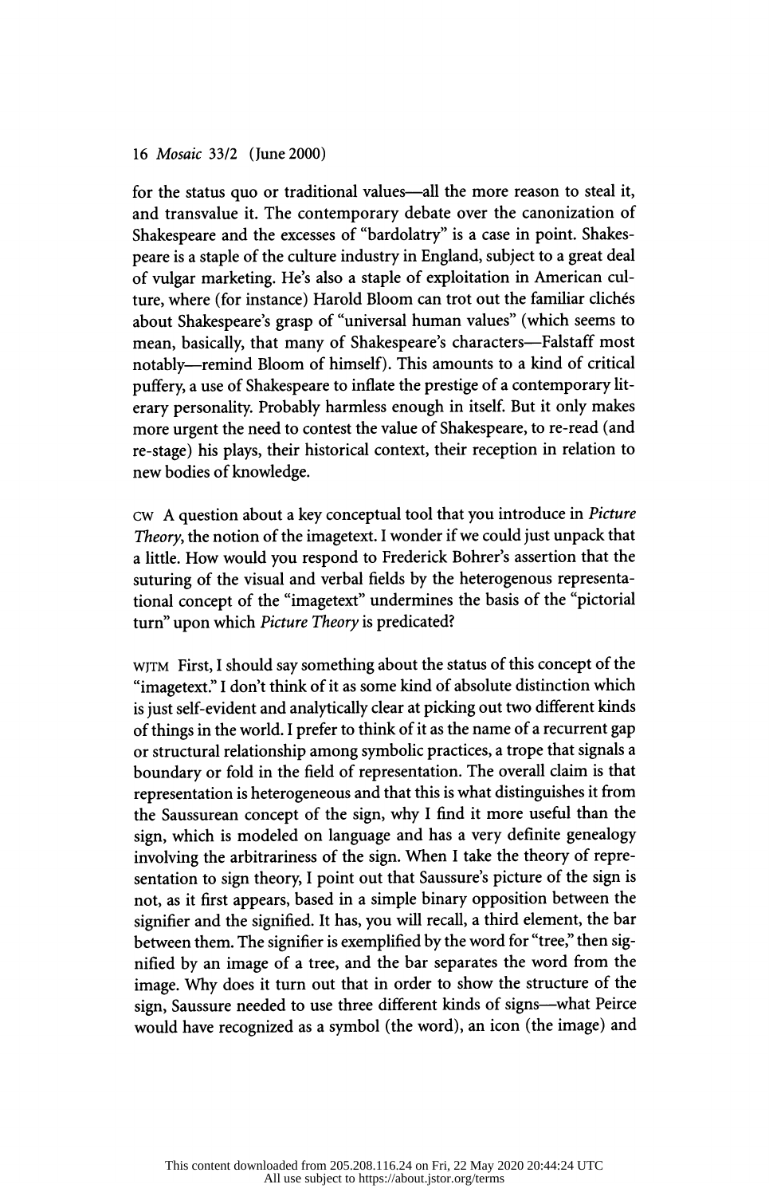for the status quo or traditional values—all the more reason to steal it, and transvalue it. The contemporary debate over the canonization of Shakespeare and the excesses of "bardolatry" is a case in point. Shakespeare is a staple of the culture industry in England, subject to a great deal of vulgar marketing. He's also a staple of exploitation in American culture, where (for instance) Harold Bloom can trot out the familiar clichés about Shakespeare's grasp of "universal human values" (which seems to mean, basically, that many of Shakespeare's characters—Falstaff most notably—remind Bloom of himself). This amounts to a kind of critical puffery, a use of Shakespeare to inflate the prestige of a contemporary literary personality. Probably harmless enough in itself. But it only makes more urgent the need to contest the value of Shakespeare, to re-read (and re-stage) his plays, their historical context, their reception in relation to new bodies of knowledge.

CW A question about a key conceptual tool that you introduce in *Picture Theory*, the notion of the imagetext. I wonder if we could just unpack that a little. How would you respond to Frederick Bohrer's assertion that the suturing of the visual and verbal fields by the heterogenous representational concept of the "imagetext" undermines the basis of the "pictorial turn" upon which *Picture Theory* is predicated?

WJTM First, I should say something about the status of this concept of the "imagetext." I don't think of it as some kind of absolute distinction which is just self-evident and analytically clear at picking out two different kinds of things in the world. I prefer to think of it as the name of a recurrent gap or structural relationship among symbolic practices, a trope that signals a boundary or fold in the field of representation. The overall claim is that representation is heterogeneous and that this is what distinguishes it from the Saussurean concept of the sign, why I find it more useful than the sign, which is modeled on language and has a very definite genealogy involving the arbitrariness of the sign. When I take the theory of representation to sign theory, I point out that Saussure's picture of the sign is not, as it first appears, based in a simple binary opposition between the signifier and the signified. It has, you will recall, a third element, the bar between them. The signifier is exemplified by the word for "tree," then signified by an image of a tree, and the bar separates the word from the image. Why does it turn out that in order to show the structure of the sign, Saussure needed to use three different kinds of signs—what Peirce would have recognized as a symbol (the word), an icon (the image) and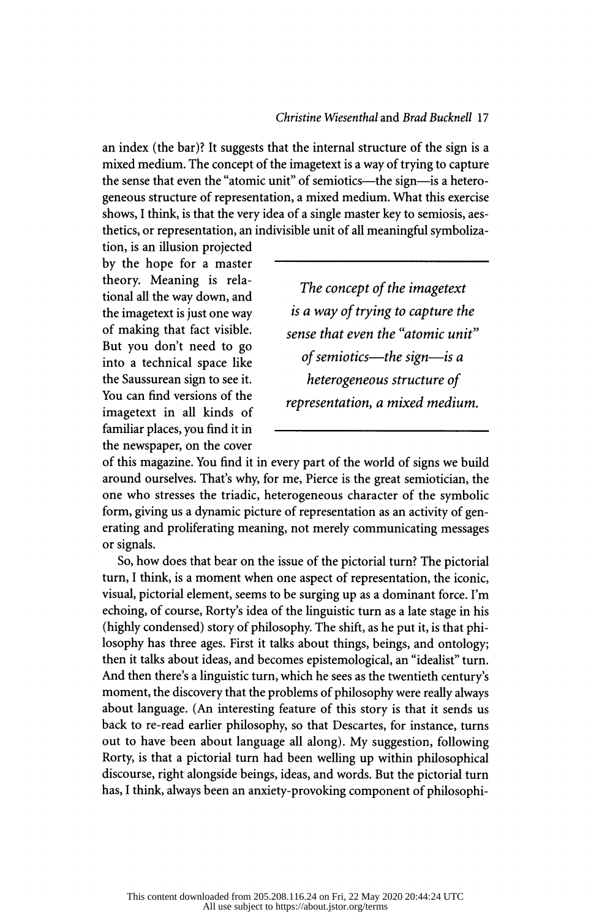an index (the bar)? It suggests that the internal structure of the sign is a mixed medium. The concept of the imagetext is a way of trying to capture the sense that even the "atomic unit" of semiotics—the sign—is a heterogeneous structure of representation, a mixed medium. What this exercise shows, I think, is that the very idea of a single master key to semiosis, aesthetics, or representation, an indivisible unit of all meaningful symbolization, is an illusion projected by the hope for a master theory. Meaning is relational all the way down, and the imagetext is just one way of making that fact visible. But you don't need to go into a technical space like the Saussurean sign to see it. You can find versions of the imagetext in all kinds of familiar places, you find it in the newspaper, on the cover of this magazine. You find it in every part of the world of signs we build around ourselves. That's why, for me, Pierce is the great semiotician, the one who stresses the triadic, heterogeneous character of the symbolic form, giving us a dynamic picture of representation as an activity of generating and proliferating meaning, not merely communicating messages or signals.

> *The concept of the imagetext is a way of trying to capture the sense that even the "atomic unit" of semiotics—the sign—is a heterogeneous structure of representation, a mixed medium.*

So, how does that bear on the issue of the pictorial turn? The pictorial turn, I think, is a moment when one aspect of representation, the iconic, visual, pictorial element, seems to be surging up as a dominant force. I'm echoing, of course, Rorty's idea of the linguistic turn as a late stage in his (highly condensed) story of philosophy. The shift, as he put it, is that philosophy has three ages. First it talks about things, beings, and ontology; then it talks about ideas, and becomes epistemological, an "idealist" turn. And then there's a linguistic turn, which he sees as the twentieth century's moment, the discovery that the problems of philosophy were really always about language. (An interesting feature of this story is that it sends us back to re-read earlier philosophy, so that Descartes, for instance, turns out to have been about language all along). My suggestion, following Rorty, is that a pictorial turn had been welling up within philosophical discourse, right alongside beings, ideas, and words. But the pictorial turn has, I think, always been an anxiety-provoking component of philosophi-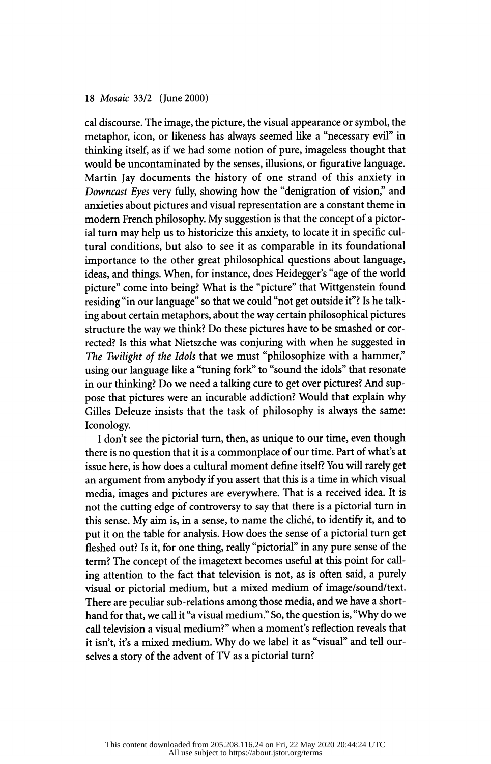cal discourse. The image, the picture, the visual appearance or symbol, the metaphor, icon, or likeness has always seemed like a "necessary evil" in thinking itself, as if we had some notion of pure, imageless thought that would be uncontaminated by the senses, illusions, or figurative language. Martin Jay documents the history of one strand of this anxiety in *Downcast Eyes* very fully, showing how the "denigration of vision," and anxieties about pictures and visual representation are a constant theme in modern French philosophy. My suggestion is that the concept of a pictorial turn may help us to historicize this anxiety, to locate it in specific cultural conditions, but also to see it as comparable in its foundational importance to the other great philosophical questions about language, ideas, and things. When, for instance, does Heidegger's "age of the world picture" come into being? What is the "picture" that Wittgenstein found residing "in our language" so that we could "not get outside it"? Is he talking about certain metaphors, about the way certain philosophical pictures structure the way we think? Do these pictures have to be smashed or corrected? Is this what Nietszche was conjuring with when he suggested in *The Twilight of the Idols* that we must "philosophize with a hammer," using our language like a "tuning fork" to "sound the idols" that resonate in our thinking? Do we need a talking cure to get over pictures? And suppose that pictures were an incurable addiction? Would that explain why Gilles Deleuze insists that the task of philosophy is always the same: Iconology.

I don't see the pictorial turn, then, as unique to our time, even though there is no question that it is a commonplace of our time. Part of what's at issue here, is how does a cultural moment define itself? You will rarely get an argument from anybody if you assert that this is a time in which visual media, images and pictures are everywhere. That is a received idea. It is not the cutting edge of controversy to say that there is a pictorial turn in this sense. My aim is, in a sense, to name the cliché, to identify it, and to put it on the table for analysis. How does the sense of a pictorial turn get fleshed out? Is it, for one thing, really "pictorial" in any pure sense of the term? The concept of the imagetext becomes useful at this point for calling attention to the fact that television is not, as is often said, a purely visual or pictorial medium, but a mixed medium of image/sound/text. There are peculiar sub-relations among those media, and we have a shorthand for that, we call it "a visual medium." So, the question is, "Why do we call television a visual medium?" when a moment's reflection reveals that it isn't, it's a mixed medium. Why do we label it as "visual" and tell ourselves a story of the advent of TV as a pictorial turn?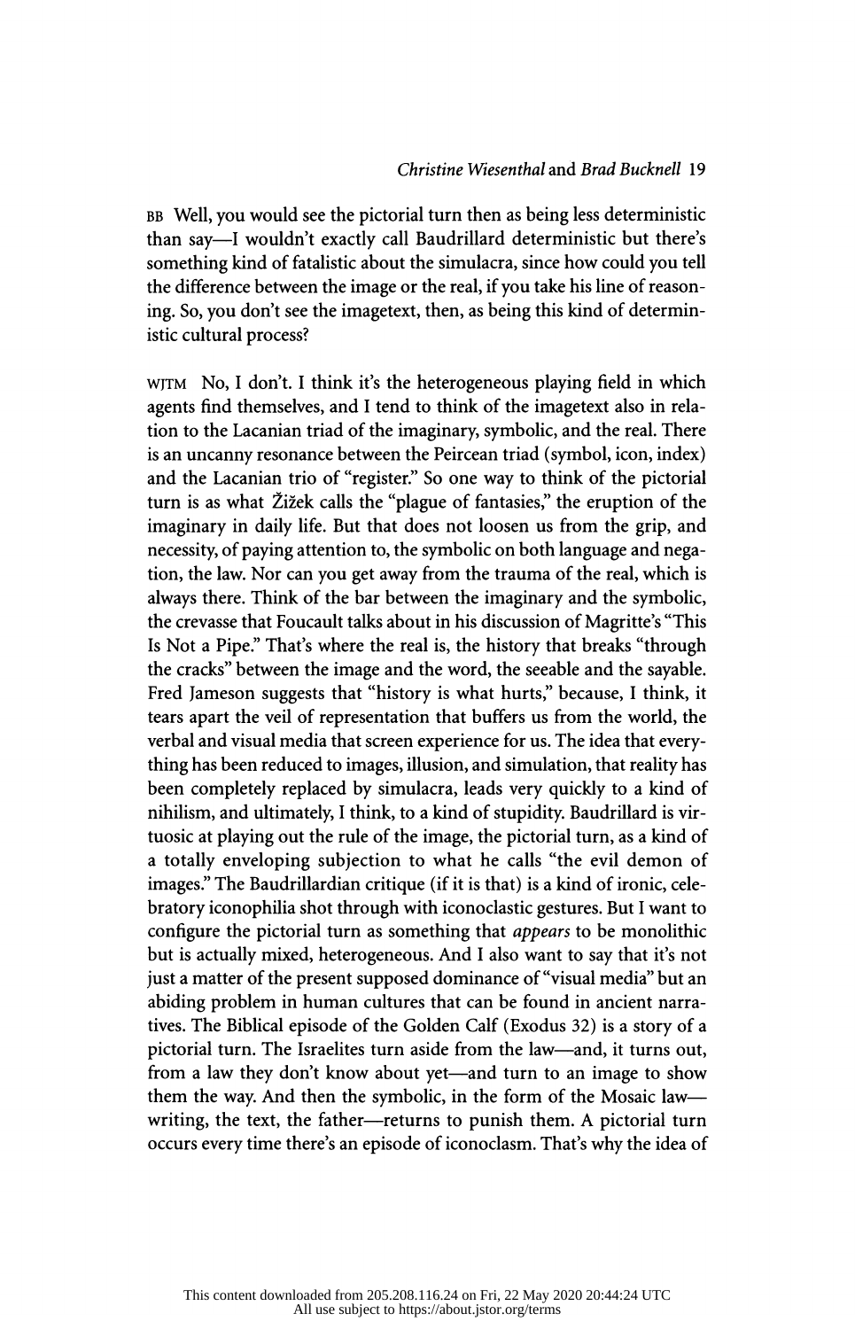BB Well, you would see the pictorial turn then as being less deterministic than say—I wouldn't exactly call Baudrillard deterministic but there's something kind of fatalistic about the simulacra, since how could you tell the difference between the image or the real, if you take his line of reasoning. So, you don't see the imagetext, then, as being this kind of deterministic cultural process?

WJTM No, I don't. I think it's the heterogeneous playing field in which agents find themselves, and I tend to think of the imagetext also in relation to the Lacanian triad of the imaginary, symbolic, and the real. There is an uncanny resonance between the Peircean triad (symbol, icon, index) and the Lacanian trio of "register." So one way to think of the pictorial turn is as what Žižek calls the "plague of fantasies," the eruption of the imaginary in daily life. But that does not loosen us from the grip, and necessity, of paying attention to, the symbolic on both language and negation, the law. Nor can you get away from the trauma of the real, which is always there. Think of the bar between the imaginary and the symbolic, the crevasse that Foucault talks about in his discussion of Magritte's "This Is Not a Pipe." That's where the real is, the history that breaks "through the cracks" between the image and the word, the seeable and the sayable. Fred Jameson suggests that "history is what hurts," because, I think, it tears apart the veil of representation that buffers us from the world, the verbal and visual media that screen experience for us. The idea that everything has been reduced to images, illusion, and simulation, that reality has been completely replaced by simulacra, leads very quickly to a kind of nihilism, and ultimately, I think, to a kind of stupidity. Baudrillard is virtuosic at playing out the rule of the image, the pictorial turn, as a kind of a totally enveloping subjection to what he calls "the evil demon of images." The Baudrillardian critique (if it is that) is a kind of ironic, celebratory iconophilia shot through with iconoclastic gestures. But I want to configure the pictorial turn as something that *appears* to be monolithic but is actually mixed, heterogeneous. And I also want to say that it's not just a matter of the present supposed dominance of "visual media" but an abiding problem in human cultures that can be found in ancient narratives. The Biblical episode of the Golden Calf (Exodus 32) is a story of a pictorial turn. The Israelites turn aside from the law—and, it turns out, from a law they don't know about yet—and turn to an image to show them the way. And then the symbolic, in the form of the Mosaic law—writing, the text, the father—returns to punish them. A pictorial turn occurs every time there's an episode of iconoclasm. That's why the idea of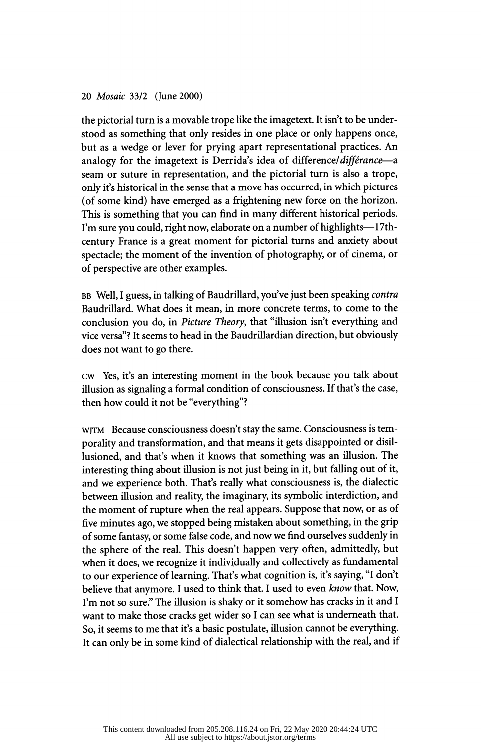the pictorial turn is a movable trope like the imagetext. It isn't to be understood as something that only resides in one place or only happens once, but as a wedge or lever for prying apart representational practices. An analogy for the imagetext is Derrida's idea of difference/*différance*—a seam or suture in representation, and the pictorial turn is also a trope, only it's historical in the sense that a move has occurred, in which pictures (of some kind) have emerged as a frightening new force on the horizon. This is something that you can find in many different historical periods. I'm sure you could, right now, elaborate on a number of highlights—17th-century France is a great moment for pictorial turns and anxiety about spectacle; the moment of the invention of photography, or of cinema, or of perspective are other examples.

BB Well, I guess, in talking of Baudrillard, you've just been speaking *contra* Baudrillard. What does it mean, in more concrete terms, to come to the conclusion you do, in *Picture Theory*, that "illusion isn't everything and vice versa"? It seems to head in the Baudrillardian direction, but obviously does not want to go there.

CW Yes, it's an interesting moment in the book because you talk about illusion as signaling a formal condition of consciousness. If that's the case, then how could it not be "everything"?

WJTM Because consciousness doesn't stay the same. Consciousness is temporality and transformation, and that means it gets disappointed or disillusioned, and that's when it knows that something was an illusion. The interesting thing about illusion is not just being in it, but falling out of it, and we experience both. That's really what consciousness is, the dialectic between illusion and reality, the imaginary, its symbolic interdiction, and the moment of rupture when the real appears. Suppose that now, or as of five minutes ago, we stopped being mistaken about something, in the grip of some fantasy, or some false code, and now we find ourselves suddenly in the sphere of the real. This doesn't happen very often, admittedly, but when it does, we recognize it individually and collectively as fundamental to our experience of learning. That's what cognition is, it's saying, "I don't believe that anymore. I used to think that. I used to even *know* that. Now, I'm not so sure." The illusion is shaky or it somehow has cracks in it and I want to make those cracks get wider so I can see what is underneath that. So, it seems to me that it's a basic postulate, illusion cannot be everything. It can only be in some kind of dialectical relationship with the real, and if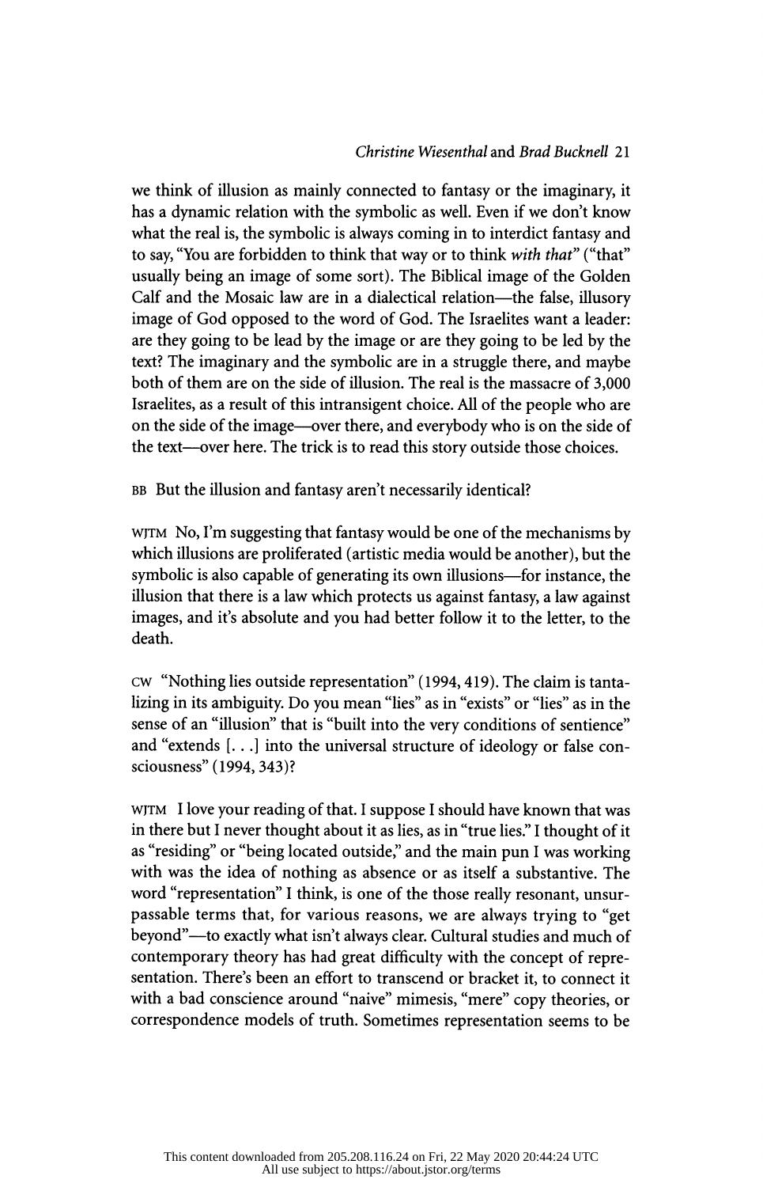we think of illusion as mainly connected to fantasy or the imaginary, it has a dynamic relation with the symbolic as well. Even if we don't know what the real is, the symbolic is always coming in to interdict fantasy and to say, "You are forbidden to think that way or to think *with that*" ("that" usually being an image of some sort). The Biblical image of the Golden Calf and the Mosaic law are in a dialectical relation—the false, illusory image of God opposed to the word of God. The Israelites want a leader: are they going to be lead by the image or are they going to be led by the text? The imaginary and the symbolic are in a struggle there, and maybe both of them are on the side of illusion. The real is the massacre of 3,000 Israelites, as a result of this intransigent choice. All of the people who are on the side of the image—over there, and everybody who is on the side of the text—over here. The trick is to read this story outside those choices.

BB But the illusion and fantasy aren't necessarily identical?

WJTM No, I'm suggesting that fantasy would be one of the mechanisms by which illusions are proliferated (artistic media would be another), but the symbolic is also capable of generating its own illusions—for instance, the illusion that there is a law which protects us against fantasy, a law against images, and it's absolute and you had better follow it to the letter, to the death.

CW "Nothing lies outside representation" (1994, 419). The claim is tantalizing in its ambiguity. Do you mean "lies" as in "exists" or "lies" as in the sense of an "illusion" that is "built into the very conditions of sentience" and "extends [. . .] into the universal structure of ideology or false consciousness" (1994, 343)?

WJTM I love your reading of that. I suppose I should have known that was in there but I never thought about it as lies, as in "true lies." I thought of it as "residing" or "being located outside," and the main pun I was working with was the idea of nothing as absence or as itself a substantive. The word "representation" I think, is one of the those really resonant, unsurpassable terms that, for various reasons, we are always trying to "get beyond"—to exactly what isn't always clear. Cultural studies and much of contemporary theory has had great difficulty with the concept of representation. There's been an effort to transcend or bracket it, to connect it with a bad conscience around "naive" mimesis, "mere" copy theories, or correspondence models of truth. Sometimes representation seems to be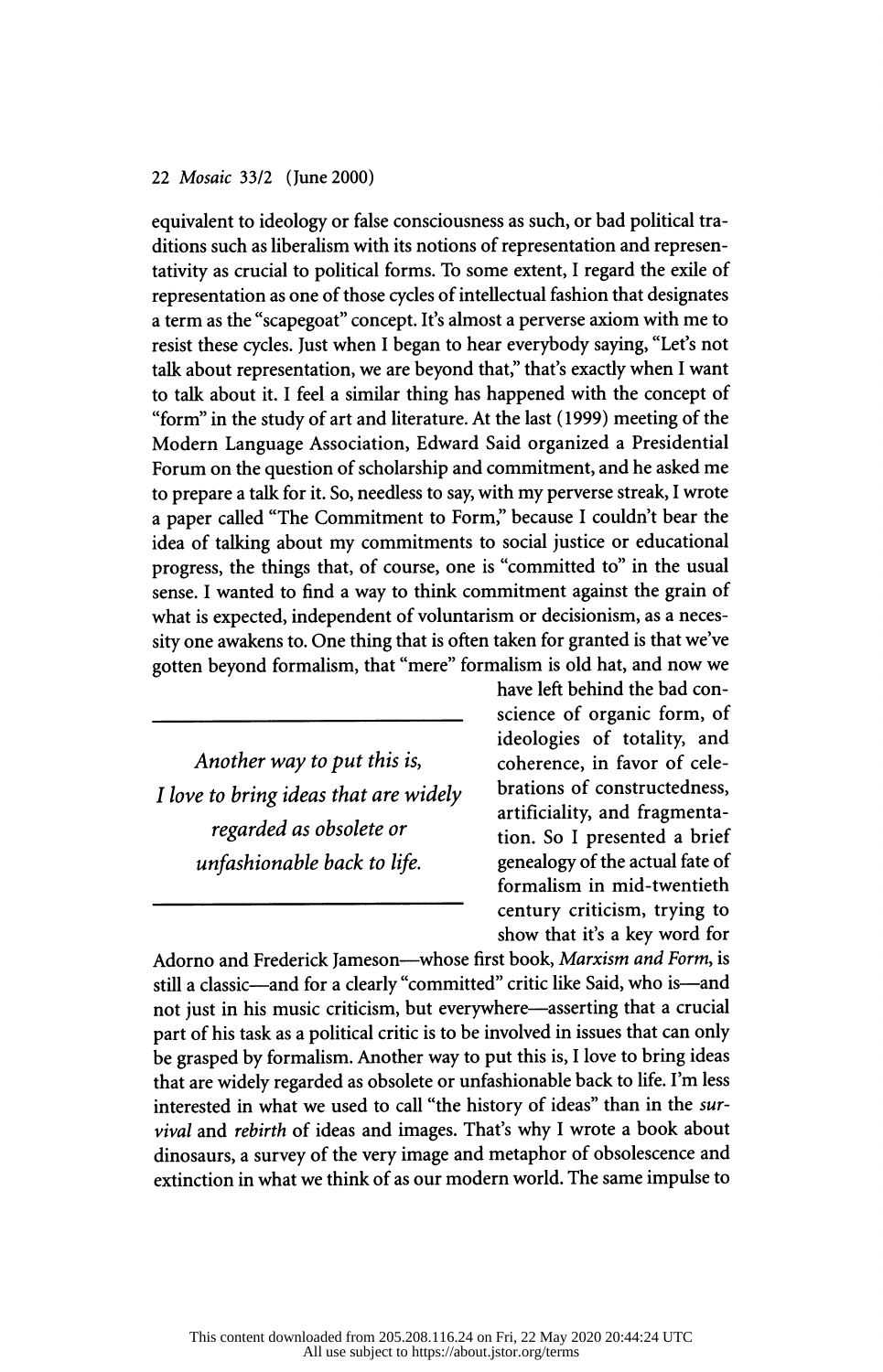equivalent to ideology or false consciousness as such, or bad political traditions such as liberalism with its notions of representation and representativity as crucial to political forms. To some extent, I regard the exile of representation as one of those cycles of intellectual fashion that designates a term as the "scapegoat" concept. It's almost a perverse axiom with me to resist these cycles. Just when I began to hear everybody saying, "Let's not talk about representation, we are beyond that," that's exactly when I want to talk about it. I feel a similar thing has happened with the concept of "form" in the study of art and literature. At the last (1999) meeting of the Modern Language Association, Edward Said organized a Presidential Forum on the question of scholarship and commitment, and he asked me to prepare a talk for it. So, needless to say, with my perverse streak, I wrote a paper called "The Commitment to Form," because I couldn't bear the idea of talking about my commitments to social justice or educational progress, the things that, of course, one is "committed to" in the usual sense. I wanted to find a way to think commitment against the grain of what is expected, independent of voluntarism or decisionism, as a necessity one awakens to. One thing that is often taken for granted is that we've gotten beyond formalism, that "mere" formalism is old hat, and now we have left behind the bad conscience of organic form, of ideologies of totality, and coherence, in favor of celebrations of constructedness, artificiality, and fragmentation. So I presented a brief genealogy of the actual fate of formalism in mid-twentieth century criticism, trying to show that it's a key word for Adorno and Frederick Jameson—whose first book, *Marxism and Form*, is still a classic—and for a clearly "committed" critic like Said, who is—and not just in his music criticism, but everywhere—asserting that a crucial part of his task as a political critic is to be involved in issues that can only be grasped by formalism. Another way to put this is, I love to bring ideas that are widely regarded as obsolete or unfashionable back to life. I'm less interested in what we used to call "the history of ideas" than in the *survival* and *rebirth* of ideas and images. That's why I wrote a book about dinosaurs, a survey of the very image and metaphor of obsolescence and extinction in what we think of as our modern world. The same impulse to

> *Another way to put this is, I love to bring ideas that are widely regarded as obsolete or unfashionable back to life.*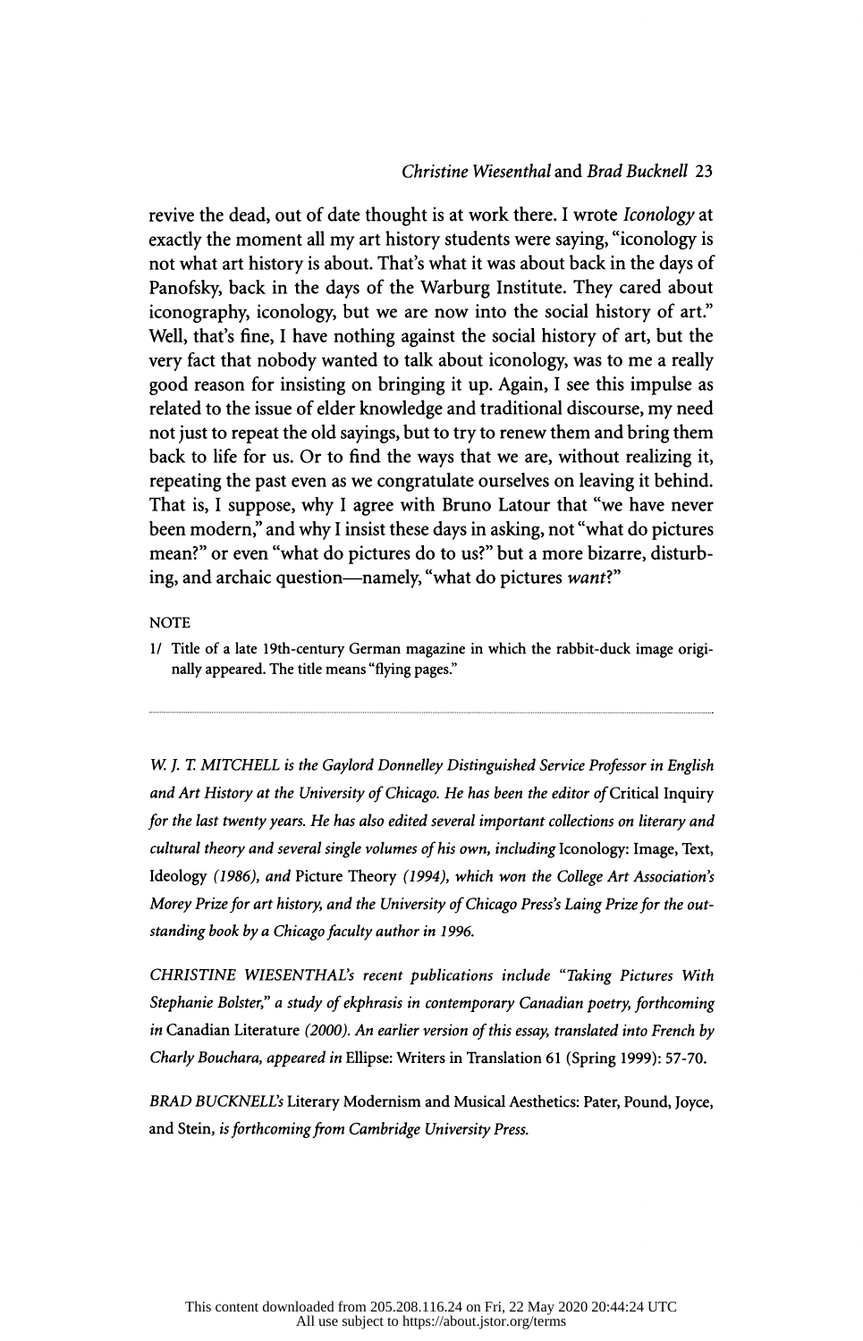revive the dead, out of date thought is at work there. I wrote *Iconology* at exactly the moment all my art history students were saying, "iconology is not what art history is about. That's what it was about back in the days of Panofsky, back in the days of the Warburg Institute. They cared about iconography, iconology, but we are now into the social history of art." Well, that's fine, I have nothing against the social history of art, but the very fact that nobody wanted to talk about iconology, was to me a really good reason for insisting on bringing it up. Again, I see this impulse as related to the issue of elder knowledge and traditional discourse, my need not just to repeat the old sayings, but to try to renew them and bring them back to life for us. Or to find the ways that we are, without realizing it, repeating the past even as we congratulate ourselves on leaving it behind. That is, I suppose, why I agree with Bruno Latour that "we have never been modern," and why I insist these days in asking, not "what do pictures mean?" or even "what do pictures do to us?" but a more bizarre, disturbing, and archaic question—namely, "what do pictures *want*?"

NOTE

1/ Title of a late 19th-century German magazine in which the rabbit-duck image originally appeared. The title means "flying pages."

---

*W. J. T. MITCHELL is the Gaylord Donnelley Distinguished Service Professor in English and Art History at the University of Chicago. He has been the editor of* Critical Inquiry *for the last twenty years. He has also edited several important collections on literary and cultural theory and several single volumes of his own, including* Iconology: Image, Text, Ideology *(1986), and* Picture Theory *(1994), which won the College Art Association's Morey Prize for art history, and the University of Chicago Press's Laing Prize for the outstanding book by a Chicago faculty author in 1996.*

*CHRISTINE WIESENTHAL's recent publications include "Taking Pictures With Stephanie Bolster," a study of ekphrasis in contemporary Canadian poetry, forthcoming in* Canadian Literature *(2000). An earlier version of this essay, translated into French by Charly Bouchara, appeared in* Ellipse: Writers in Translation 61 (Spring 1999): 57-70.

*BRAD BUCKNELL's* Literary Modernism and Musical Aesthetics: Pater, Pound, Joyce, and Stein, *is forthcoming from Cambridge University Press.*